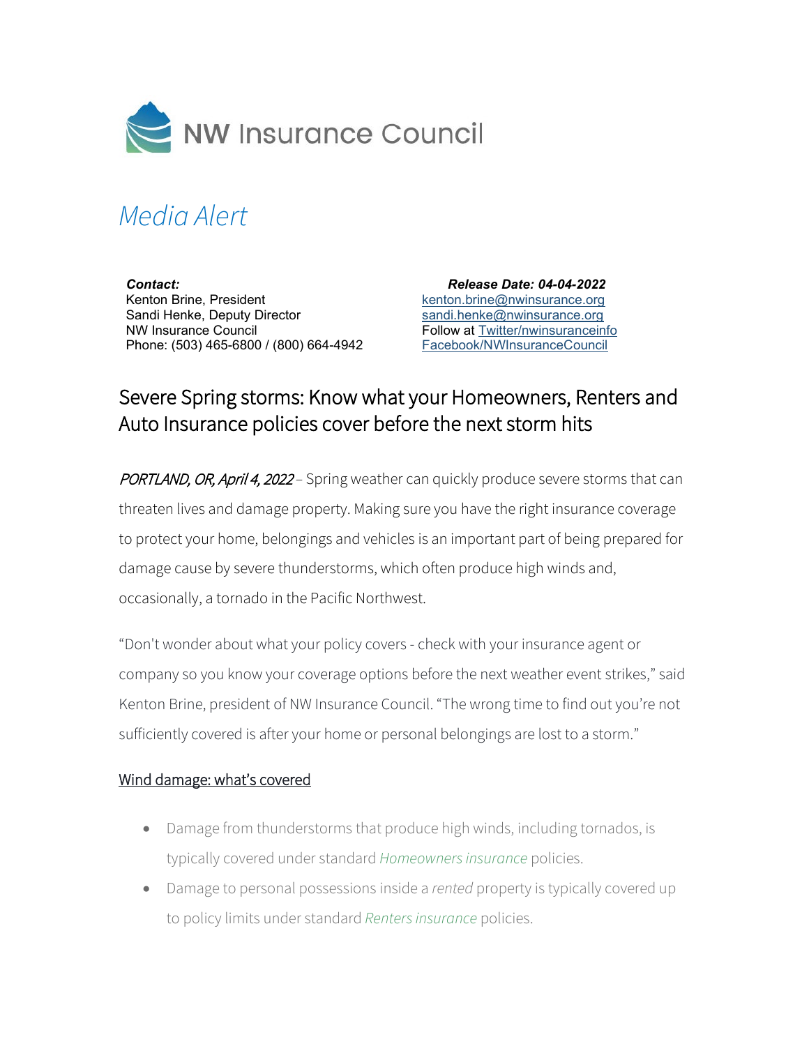NW Insurance Council

# *Media Alert*

***Contact:***
Kenton Brine, President
Sandi Henke, Deputy Director
NW Insurance Council
Phone: (503) 465-6800 / (800) 664-4942

***Release Date: 04-04-2022***
kenton.brine@nwinsurance.org
sandi.henke@nwinsurance.org
Follow at Twitter/nwinsuranceinfo
Facebook/NWInsuranceCouncil

## Severe Spring storms: Know what your Homeowners, Renters and Auto Insurance policies cover before the next storm hits

*PORTLAND, OR, April 4, 2022* – Spring weather can quickly produce severe storms that can threaten lives and damage property. Making sure you have the right insurance coverage to protect your home, belongings and vehicles is an important part of being prepared for damage cause by severe thunderstorms, which often produce high winds and, occasionally, a tornado in the Pacific Northwest.

"Don't wonder about what your policy covers - check with your insurance agent or company so you know your coverage options before the next weather event strikes," said Kenton Brine, president of NW Insurance Council. "The wrong time to find out you're not sufficiently covered is after your home or personal belongings are lost to a storm."

### Wind damage: what's covered

- Damage from thunderstorms that produce high winds, including tornados, is typically covered under standard *Homeowners insurance* policies.
- Damage to personal possessions inside a *rented* property is typically covered up to policy limits under standard *Renters insurance* policies.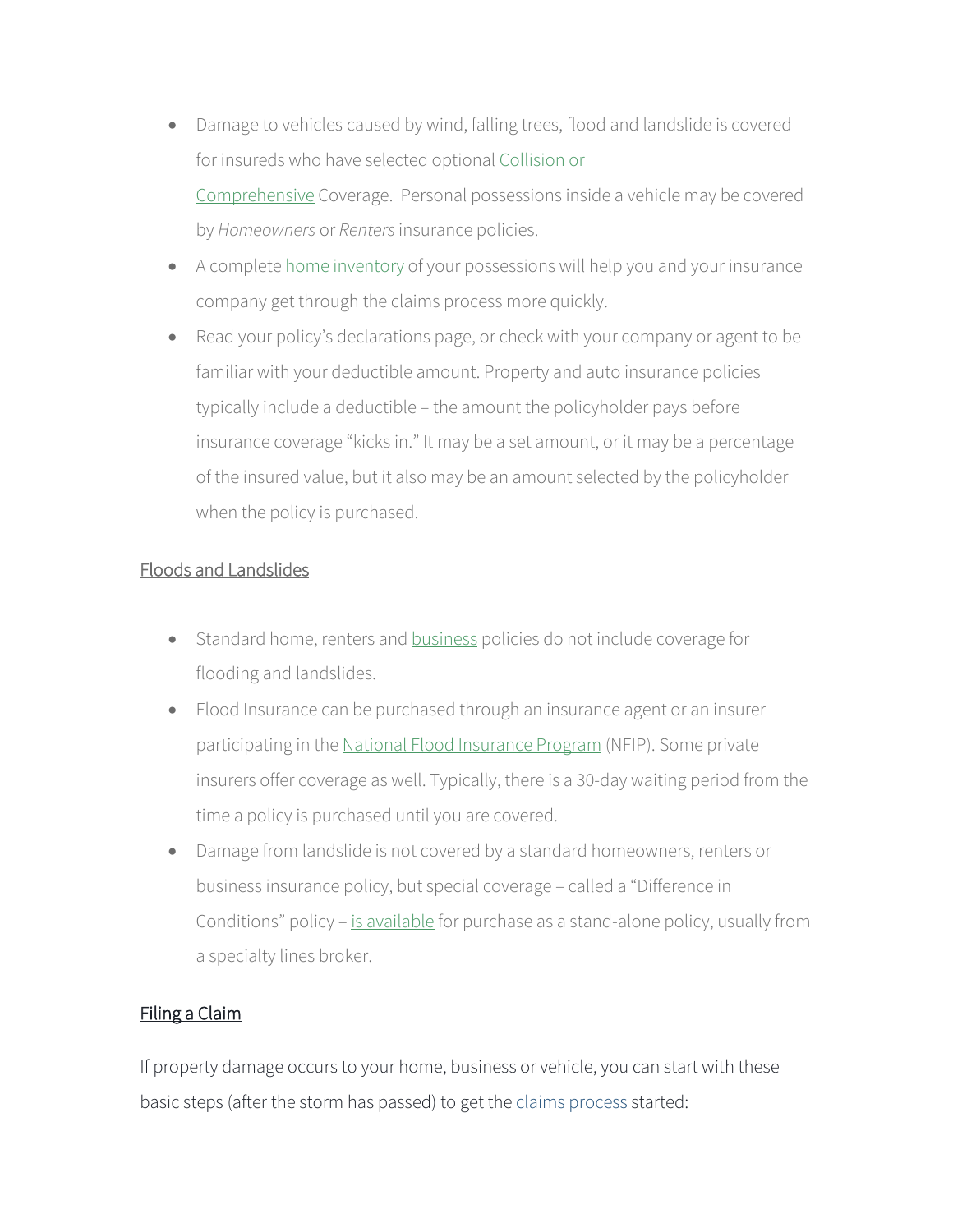- Damage to vehicles caused by wind, falling trees, flood and landslide is covered for insureds who have selected optional Collision or Comprehensive Coverage. Personal possessions inside a vehicle may be covered by *Homeowners* or *Renters* insurance policies.
- A complete home inventory of your possessions will help you and your insurance company get through the claims process more quickly.
- Read your policy's declarations page, or check with your company or agent to be familiar with your deductible amount. Property and auto insurance policies typically include a deductible – the amount the policyholder pays before insurance coverage "kicks in." It may be a set amount, or it may be a percentage of the insured value, but it also may be an amount selected by the policyholder when the policy is purchased.

## Floods and Landslides

- Standard home, renters and business policies do not include coverage for flooding and landslides.
- Flood Insurance can be purchased through an insurance agent or an insurer participating in the National Flood Insurance Program (NFIP). Some private insurers offer coverage as well. Typically, there is a 30-day waiting period from the time a policy is purchased until you are covered.
- Damage from landslide is not covered by a standard homeowners, renters or business insurance policy, but special coverage – called a "Difference in Conditions" policy – is available for purchase as a stand-alone policy, usually from a specialty lines broker.

## Filing a Claim

If property damage occurs to your home, business or vehicle, you can start with these basic steps (after the storm has passed) to get the claims process started: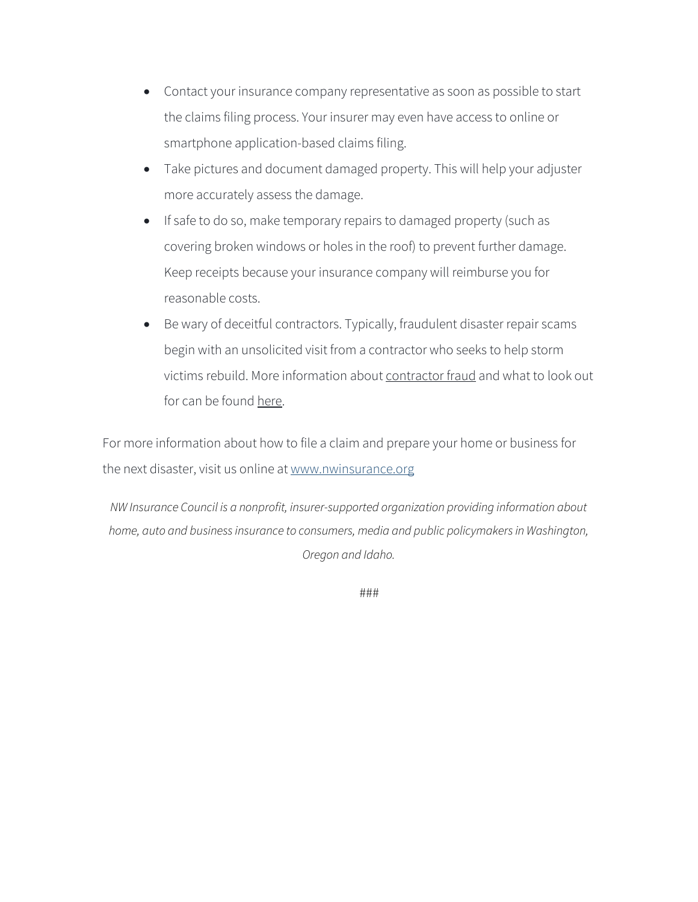- Contact your insurance company representative as soon as possible to start the claims filing process. Your insurer may even have access to online or smartphone application-based claims filing.
- Take pictures and document damaged property. This will help your adjuster more accurately assess the damage.
- If safe to do so, make temporary repairs to damaged property (such as covering broken windows or holes in the roof) to prevent further damage. Keep receipts because your insurance company will reimburse you for reasonable costs.
- Be wary of deceitful contractors. Typically, fraudulent disaster repair scams begin with an unsolicited visit from a contractor who seeks to help storm victims rebuild. More information about contractor fraud and what to look out for can be found here.

For more information about how to file a claim and prepare your home or business for the next disaster, visit us online at www.nwinsurance.org

*NW Insurance Council is a nonprofit, insurer-supported organization providing information about home, auto and business insurance to consumers, media and public policymakers in Washington, Oregon and Idaho.*

###